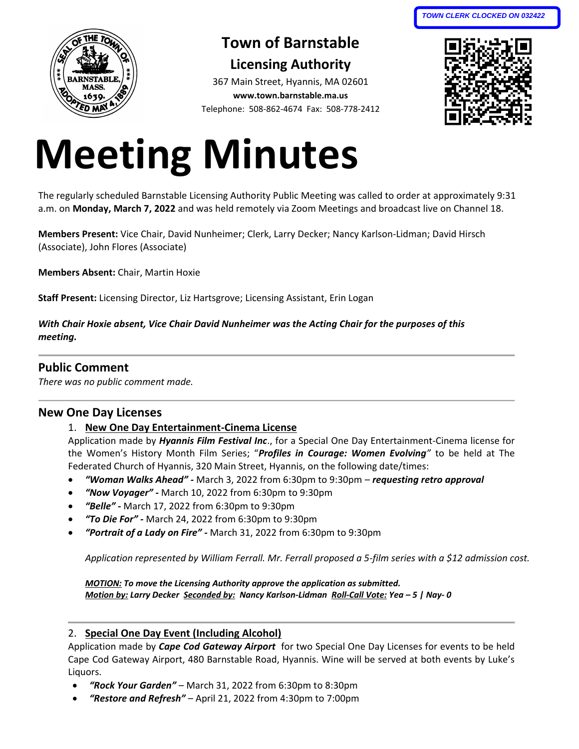TOWN CLERK CLOCKED ON 032422

# Town of Barnstable

## Licensing Authority

367 Main Street, Hyannis, MA 02601
**www.town.barnstable.ma.us**
Telephone: 508-862-4674 Fax: 508-778-2412

# Meeting Minutes

The regularly scheduled Barnstable Licensing Authority Public Meeting was called to order at approximately 9:31 a.m. on **Monday, March 7, 2022** and was held remotely via Zoom Meetings and broadcast live on Channel 18.

**Members Present:** Vice Chair, David Nunheimer; Clerk, Larry Decker; Nancy Karlson-Lidman; David Hirsch (Associate), John Flores (Associate)

**Members Absent:** Chair, Martin Hoxie

**Staff Present:** Licensing Director, Liz Hartsgrove; Licensing Assistant, Erin Logan

***With Chair Hoxie absent, Vice Chair David Nunheimer was the Acting Chair for the purposes of this meeting.***

---

## Public Comment

*There was no public comment made.*

---

## New One Day Licenses

1. **New One Day Entertainment-Cinema License**

Application made by ***Hyannis Film Festival Inc***., for a Special One Day Entertainment-Cinema license for the Women's History Month Film Series; "***Profiles in Courage: Women Evolving***" to be held at The Federated Church of Hyannis, 320 Main Street, Hyannis, on the following date/times:

- ***"Woman Walks Ahead" -*** March 3, 2022 from 6:30pm to 9:30pm – ***requesting retro approval***
- ***"Now Voyager" -*** March 10, 2022 from 6:30pm to 9:30pm
- ***"Belle" -*** March 17, 2022 from 6:30pm to 9:30pm
- ***"To Die For" -*** March 24, 2022 from 6:30pm to 9:30pm
- ***"Portrait of a Lady on Fire" -*** March 31, 2022 from 6:30pm to 9:30pm

*Application represented by William Ferrall. Mr. Ferrall proposed a 5-film series with a $12 admission cost.*

***MOTION:* To move the Licensing Authority approve the application as submitted.**
***Motion by:* Larry Decker *Seconded by:* Nancy Karlson-Lidman *Roll-Call Vote:* Yea – 5 | Nay- 0**

---

2. **Special One Day Event (Including Alcohol)**

Application made by ***Cape Cod Gateway Airport*** for two Special One Day Licenses for events to be held Cape Cod Gateway Airport, 480 Barnstable Road, Hyannis. Wine will be served at both events by Luke's Liquors.

- ***"Rock Your Garden"*** – March 31, 2022 from 6:30pm to 8:30pm
- ***"Restore and Refresh"*** – April 21, 2022 from 4:30pm to 7:00pm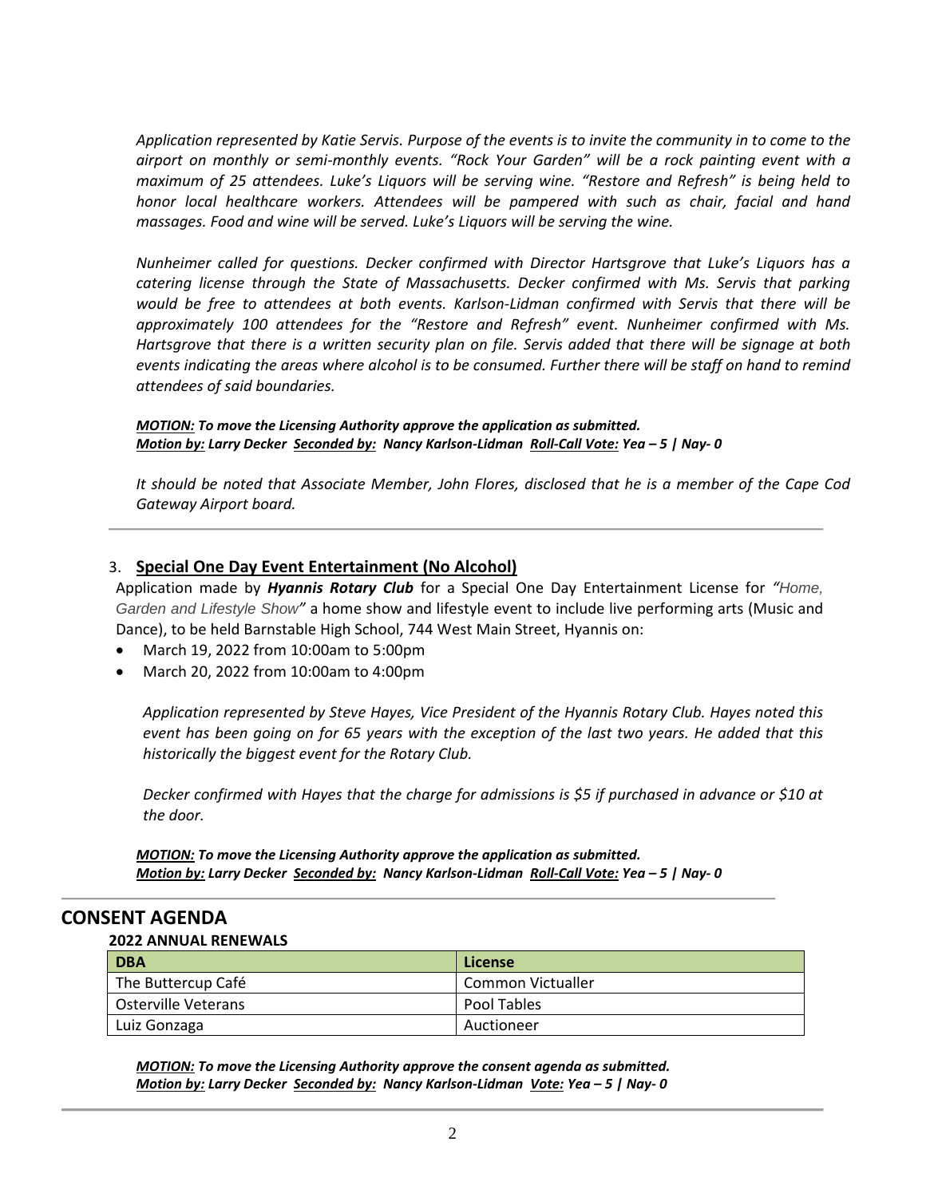*Application represented by Katie Servis. Purpose of the events is to invite the community in to come to the airport on monthly or semi-monthly events. "Rock Your Garden" will be a rock painting event with a maximum of 25 attendees. Luke's Liquors will be serving wine. "Restore and Refresh" is being held to honor local healthcare workers. Attendees will be pampered with such as chair, facial and hand massages. Food and wine will be served. Luke's Liquors will be serving the wine.*

*Nunheimer called for questions. Decker confirmed with Director Hartsgrove that Luke's Liquors has a catering license through the State of Massachusetts. Decker confirmed with Ms. Servis that parking would be free to attendees at both events. Karlson-Lidman confirmed with Servis that there will be approximately 100 attendees for the "Restore and Refresh" event. Nunheimer confirmed with Ms. Hartsgrove that there is a written security plan on file. Servis added that there will be signage at both events indicating the areas where alcohol is to be consumed. Further there will be staff on hand to remind attendees of said boundaries.*

***MOTION:** To move the Licensing Authority approve the application as submitted.*
***Motion by:** Larry Decker **Seconded by:** Nancy Karlson-Lidman **Roll-Call Vote:** Yea – 5 | Nay- 0*

*It should be noted that Associate Member, John Flores, disclosed that he is a member of the Cape Cod Gateway Airport board.*

---

3. **Special One Day Event Entertainment (No Alcohol)**

Application made by ***Hyannis Rotary Club*** for a Special One Day Entertainment License for *"Home, Garden and Lifestyle Show"* a home show and lifestyle event to include live performing arts (Music and Dance), to be held Barnstable High School, 744 West Main Street, Hyannis on:

- March 19, 2022 from 10:00am to 5:00pm
- March 20, 2022 from 10:00am to 4:00pm

*Application represented by Steve Hayes, Vice President of the Hyannis Rotary Club. Hayes noted this event has been going on for 65 years with the exception of the last two years. He added that this historically the biggest event for the Rotary Club.*

*Decker confirmed with Hayes that the charge for admissions is $5 if purchased in advance or $10 at the door.*

***MOTION:** To move the Licensing Authority approve the application as submitted.*
***Motion by:** Larry Decker **Seconded by:** Nancy Karlson-Lidman **Roll-Call Vote:** Yea – 5 | Nay- 0*

---

## CONSENT AGENDA

**2022 ANNUAL RENEWALS**

| DBA | License |
|---|---|
| The Buttercup Café | Common Victualler |
| Osterville Veterans | Pool Tables |
| Luiz Gonzaga | Auctioneer |

***MOTION:** To move the Licensing Authority approve the consent agenda as submitted.*
***Motion by:** Larry Decker **Seconded by:** Nancy Karlson-Lidman **Vote:** Yea – 5 | Nay- 0*

---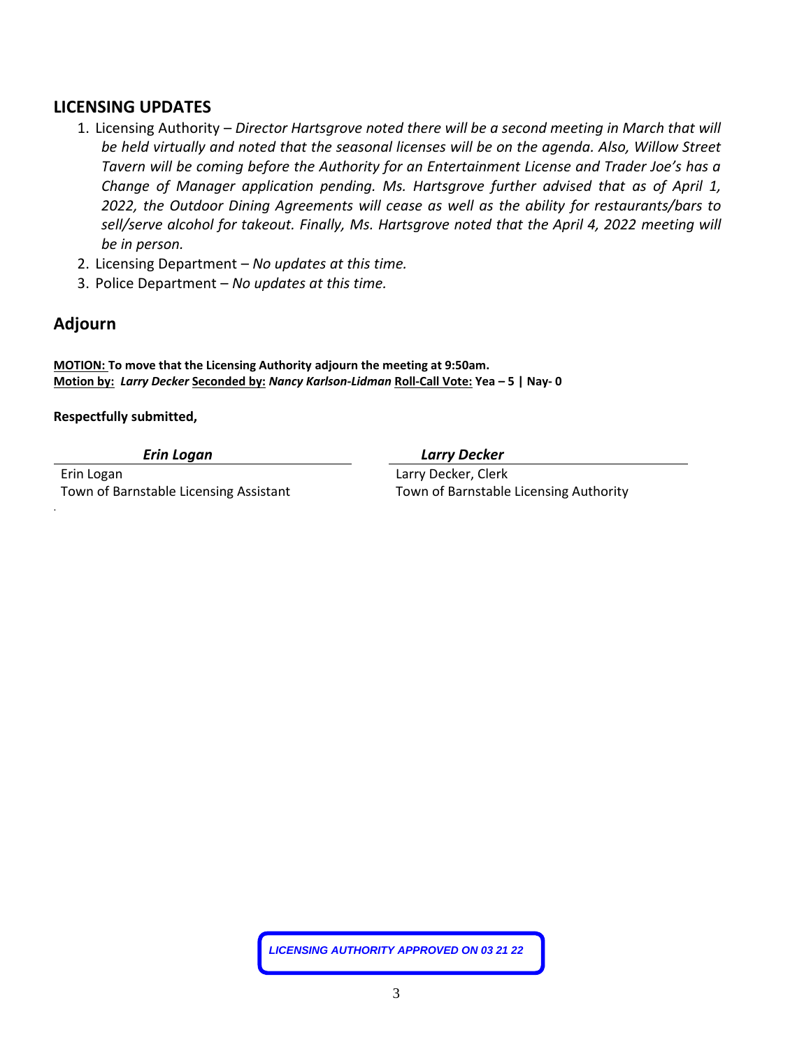## LICENSING UPDATES

1. Licensing Authority – *Director Hartsgrove noted there will be a second meeting in March that will be held virtually and noted that the seasonal licenses will be on the agenda. Also, Willow Street Tavern will be coming before the Authority for an Entertainment License and Trader Joe's has a Change of Manager application pending. Ms. Hartsgrove further advised that as of April 1, 2022, the Outdoor Dining Agreements will cease as well as the ability for restaurants/bars to sell/serve alcohol for takeout. Finally, Ms. Hartsgrove noted that the April 4, 2022 meeting will be in person.*
2. Licensing Department – *No updates at this time.*
3. Police Department – *No updates at this time.*

## Adjourn

**MOTION: To move that the Licensing Authority adjourn the meeting at 9:50am.**
**Motion by: *Larry Decker* Seconded by: *Nancy Karlson-Lidman* Roll-Call Vote: Yea – 5 | Nay- 0**

**Respectfully submitted,**

***Erin Logan***
Erin Logan
Town of Barnstable Licensing Assistant

***Larry Decker***
Larry Decker, Clerk
Town of Barnstable Licensing Authority

***LICENSING AUTHORITY APPROVED ON 03 21 22***